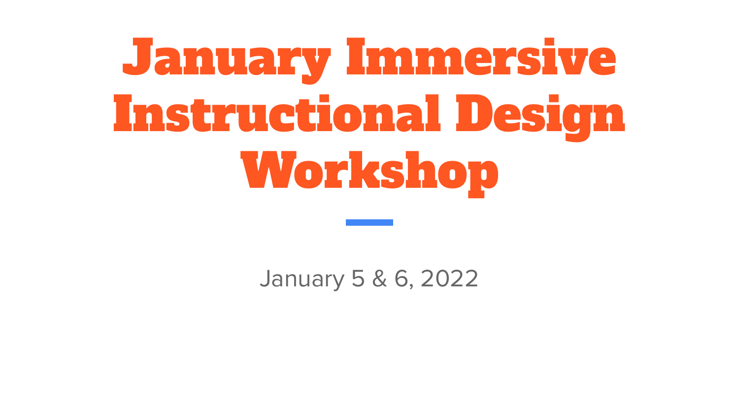# January Immersive Instructional Design Workshop

January 5 & 6, 2022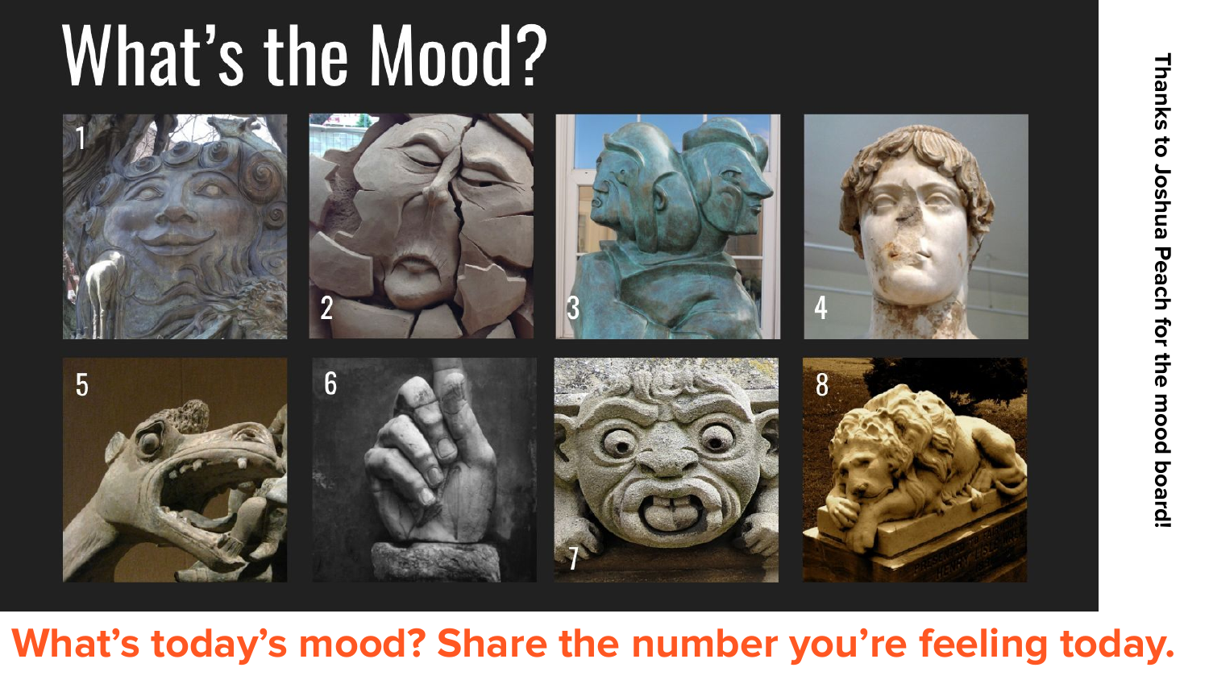# What's the Mood?

1 2 3 4

5 6 7 8

Thanks to Joshua Peach for the mood board!

**What's today's mood? Share the number you're feeling today.**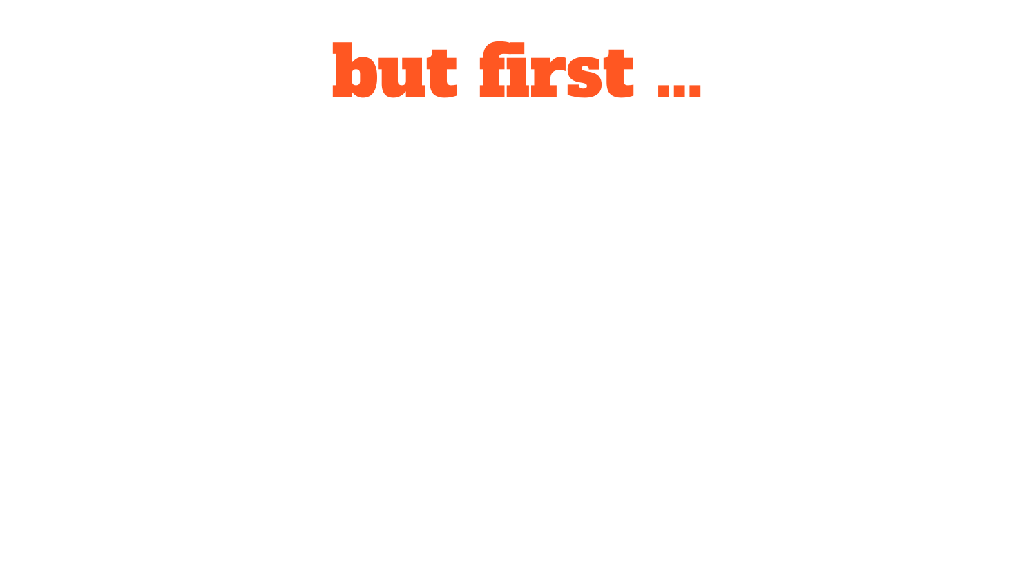# but first …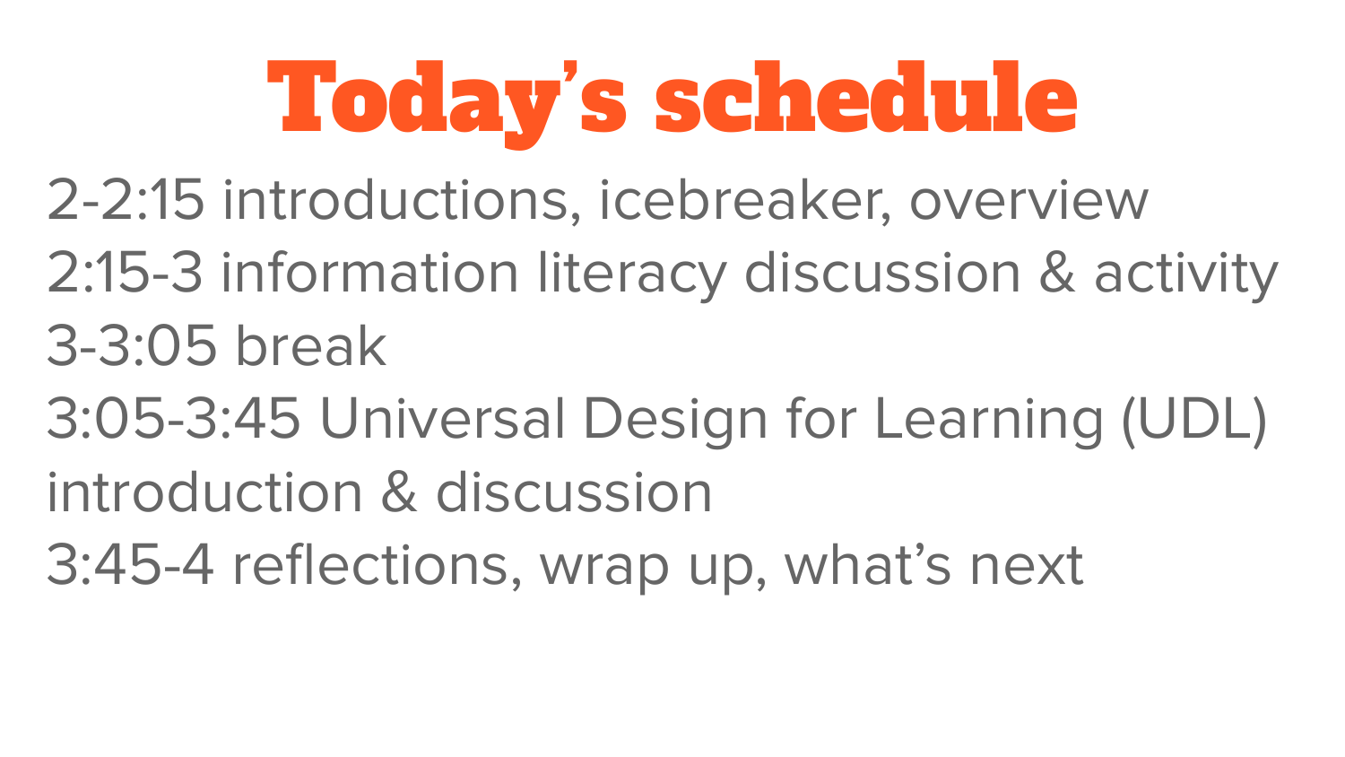# Today's schedule

2-2:15 introductions, icebreaker, overview
2:15-3 information literacy discussion & activity
3-3:05 break
3:05-3:45 Universal Design for Learning (UDL) introduction & discussion
3:45-4 reflections, wrap up, what's next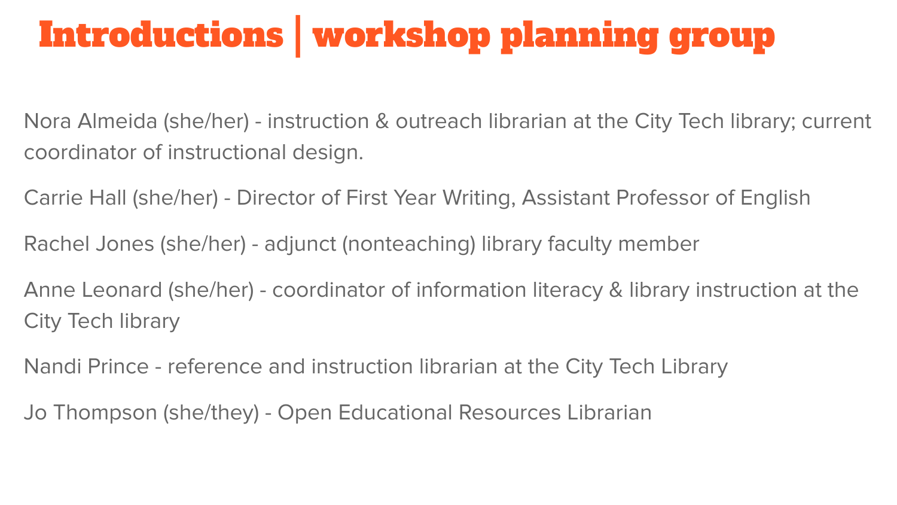# Introductions | workshop planning group

Nora Almeida (she/her) - instruction & outreach librarian at the City Tech library; current coordinator of instructional design.

Carrie Hall (she/her) - Director of First Year Writing, Assistant Professor of English

Rachel Jones (she/her) - adjunct (nonteaching) library faculty member

Anne Leonard (she/her) - coordinator of information literacy & library instruction at the City Tech library

Nandi Prince - reference and instruction librarian at the City Tech Library

Jo Thompson (she/they) - Open Educational Resources Librarian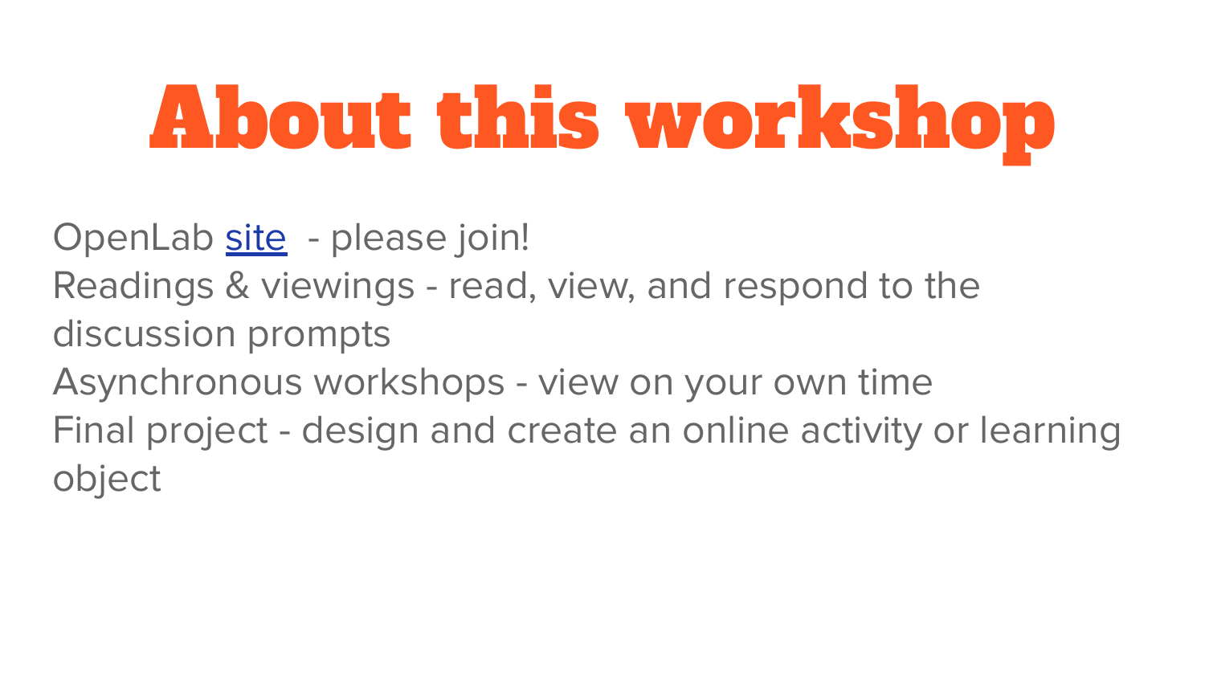# About this workshop

OpenLab site - please join!
Readings & viewings - read, view, and respond to the discussion prompts
Asynchronous workshops - view on your own time
Final project - design and create an online activity or learning object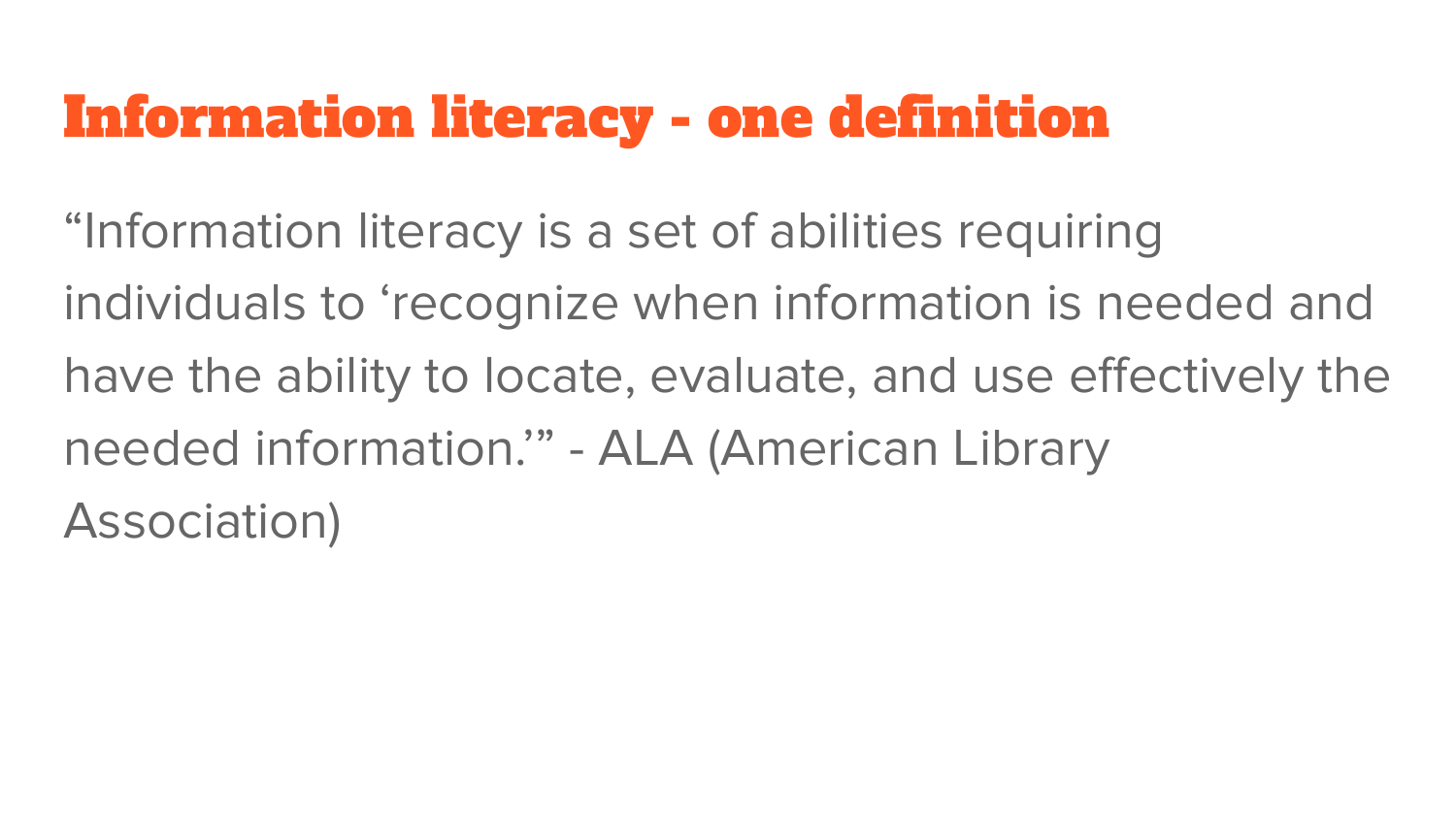# Information literacy - one definition

“Information literacy is a set of abilities requiring individuals to ‘recognize when information is needed and have the ability to locate, evaluate, and use effectively the needed information.’” - ALA (American Library Association)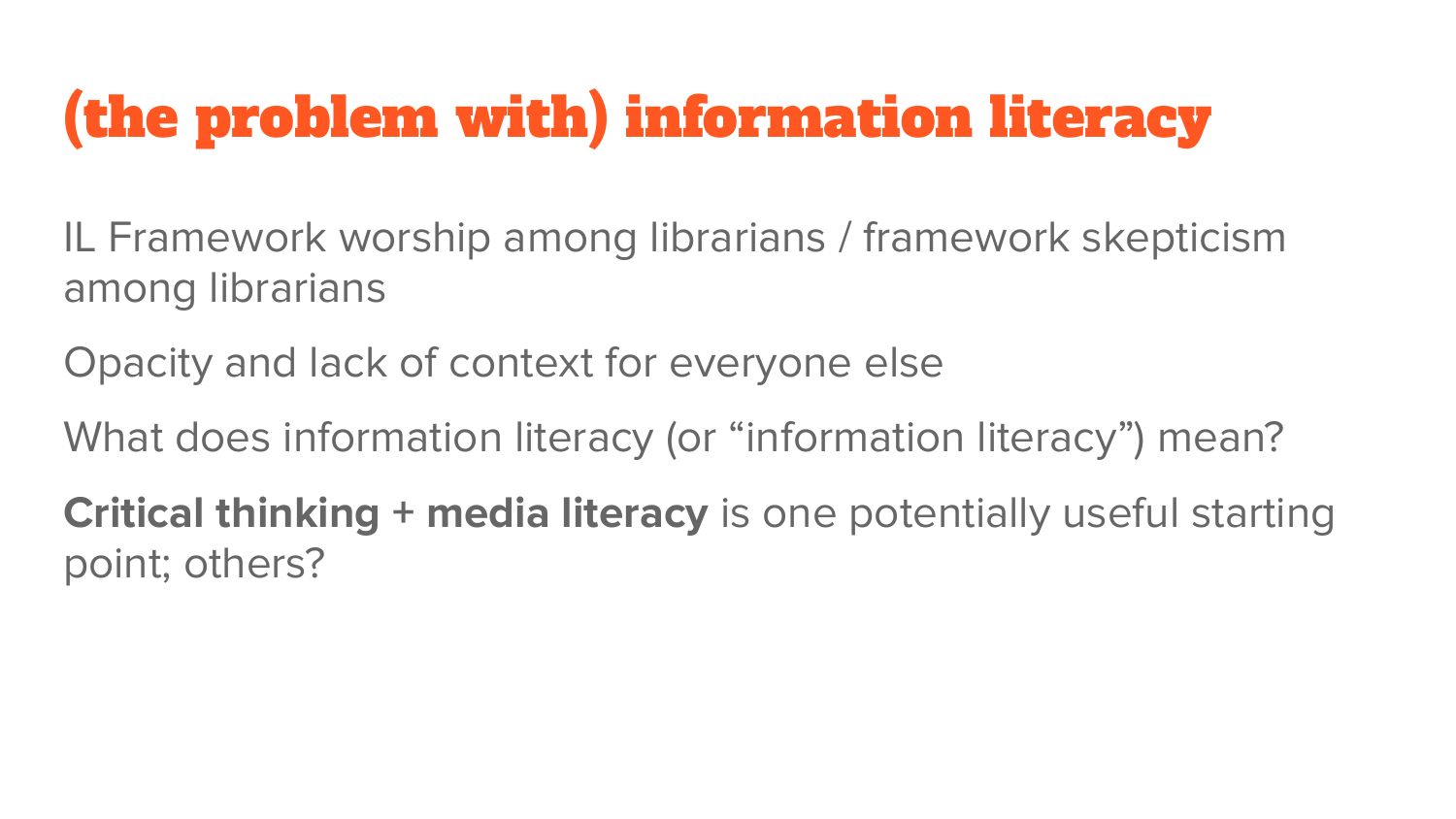# (the problem with) information literacy

IL Framework worship among librarians / framework skepticism among librarians

Opacity and lack of context for everyone else

What does information literacy (or “information literacy”) mean?

**Critical thinking + media literacy** is one potentially useful starting point; others?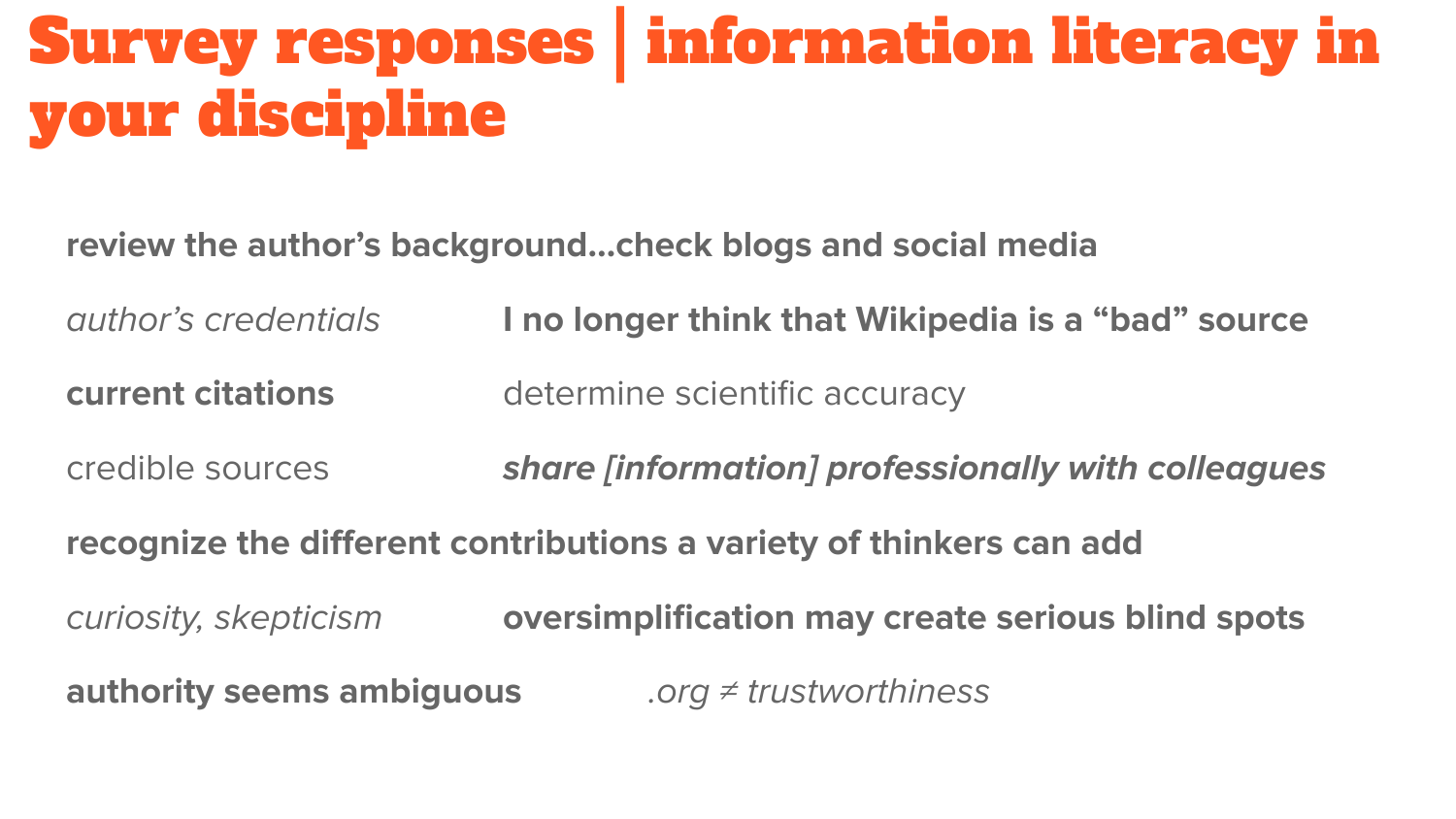# Survey responses | information literacy in your discipline

**review the author's background…check blogs and social media**

*author's credentials*

**I no longer think that Wikipedia is a "bad" source**

**current citations**

determine scientific accuracy

credible sources

***share [information] professionally with colleagues***

**recognize the different contributions a variety of thinkers can add**

*curiosity, skepticism*

**oversimplification may create serious blind spots**

**authority seems ambiguous**

*.org ≠ trustworthiness*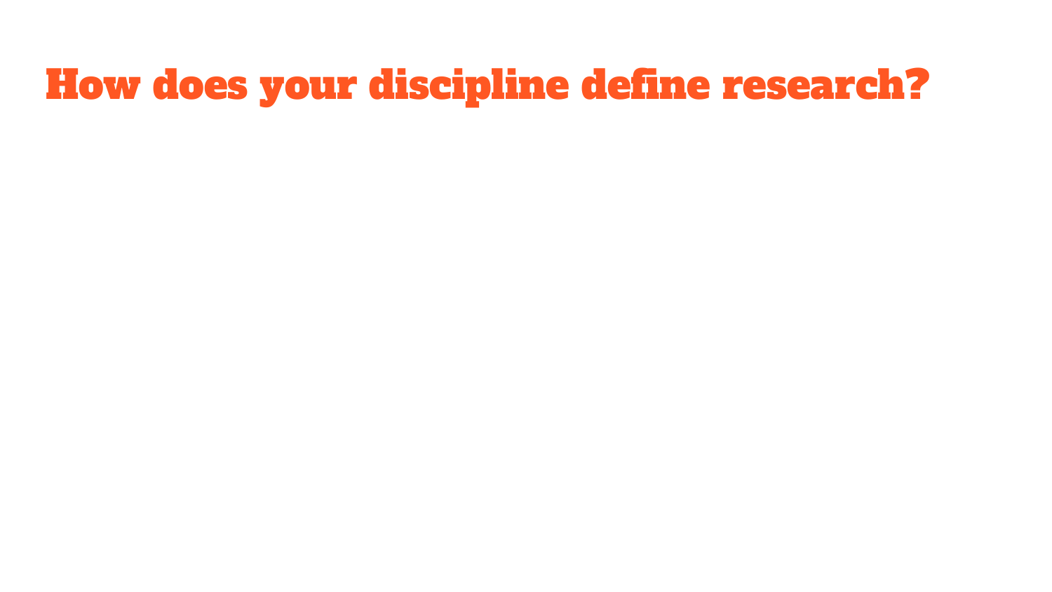# How does your discipline define research?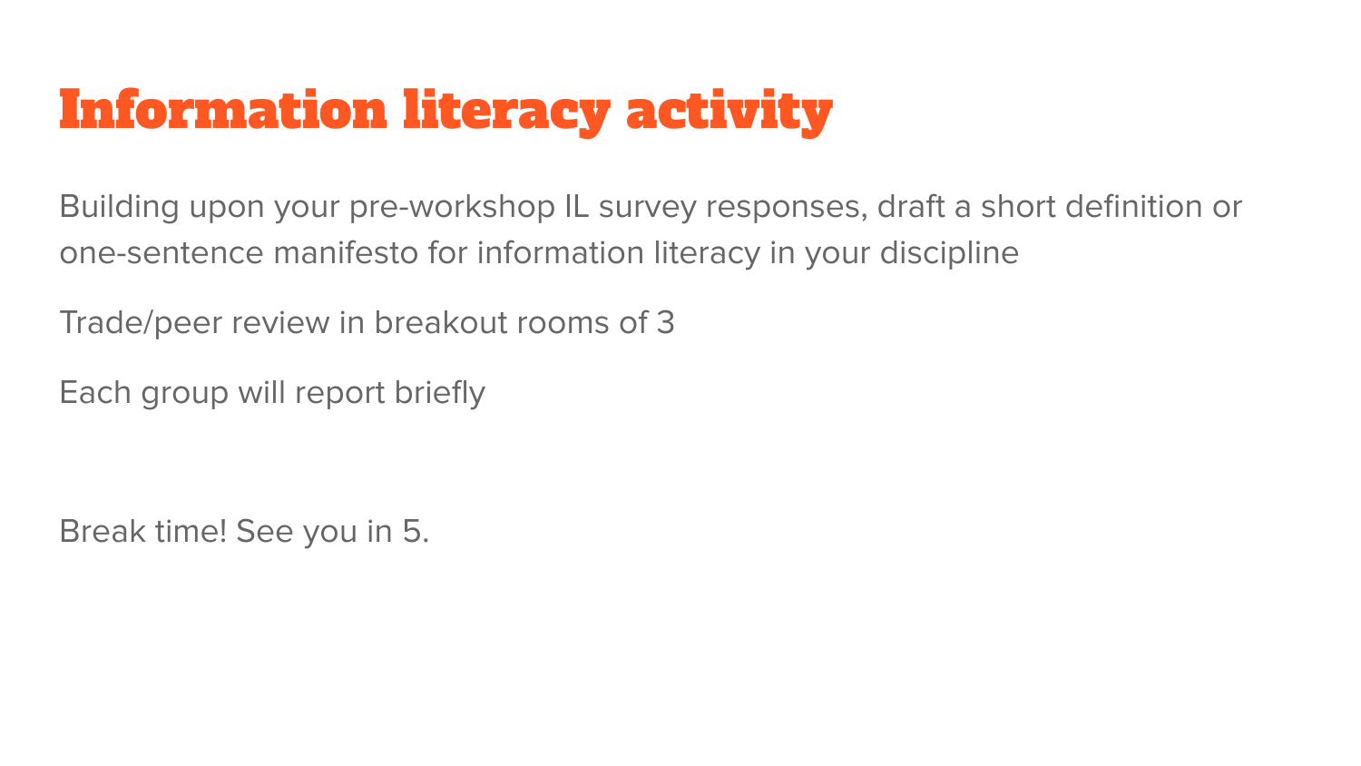# Information literacy activity

Building upon your pre-workshop IL survey responses, draft a short definition or one-sentence manifesto for information literacy in your discipline

Trade/peer review in breakout rooms of 3

Each group will report briefly

Break time! See you in 5.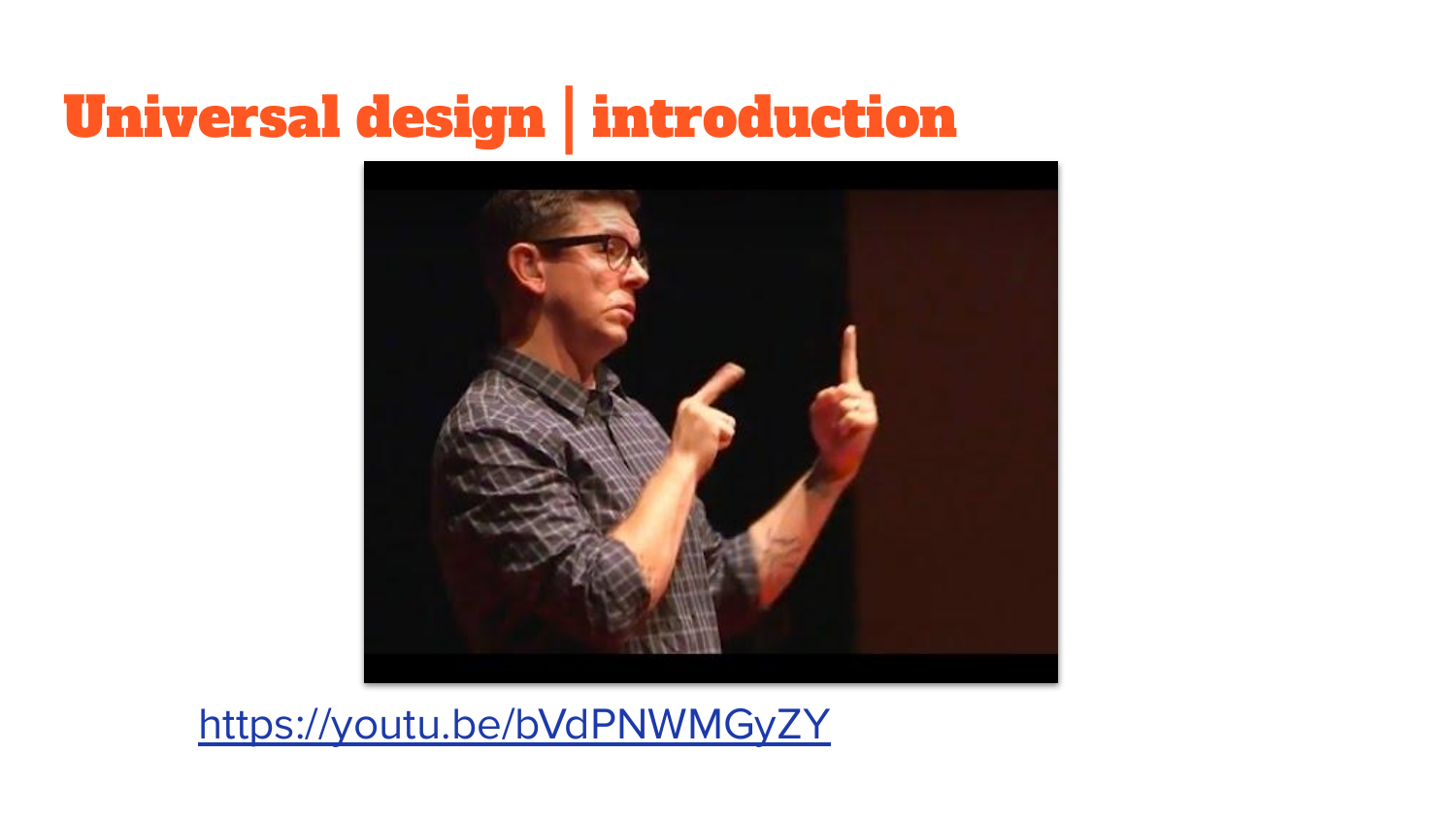# Universal design | introduction

https://youtu.be/bVdPNWMGyZY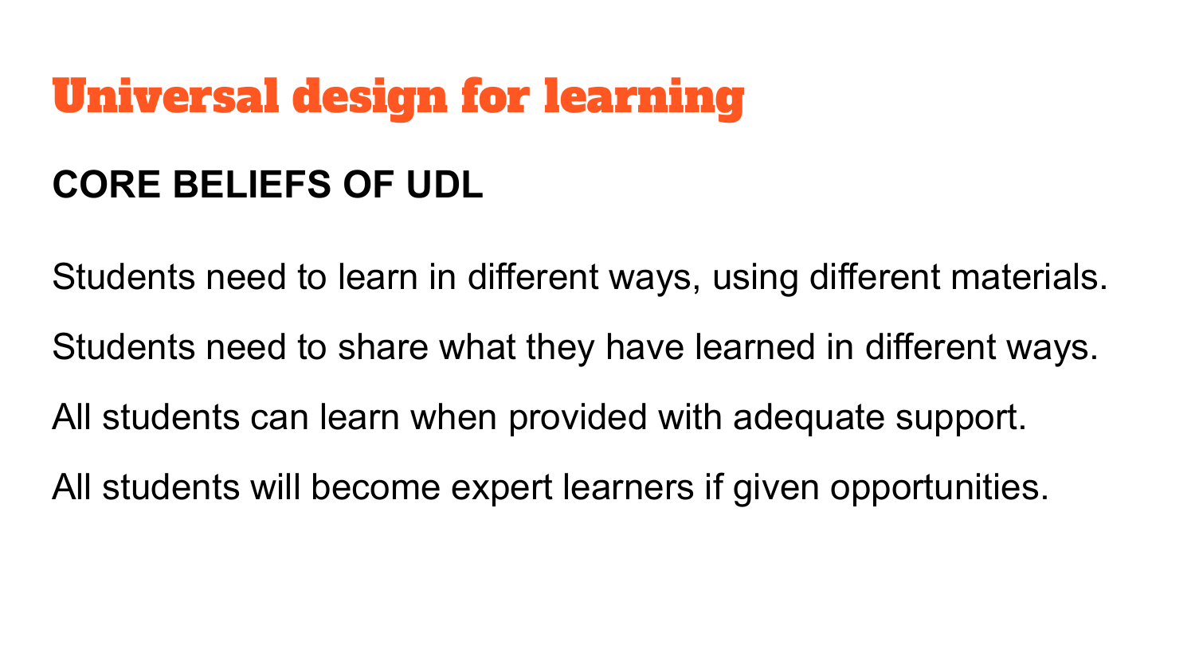# Universal design for learning

## CORE BELIEFS OF UDL

Students need to learn in different ways, using different materials.

Students need to share what they have learned in different ways.

All students can learn when provided with adequate support.

All students will become expert learners if given opportunities.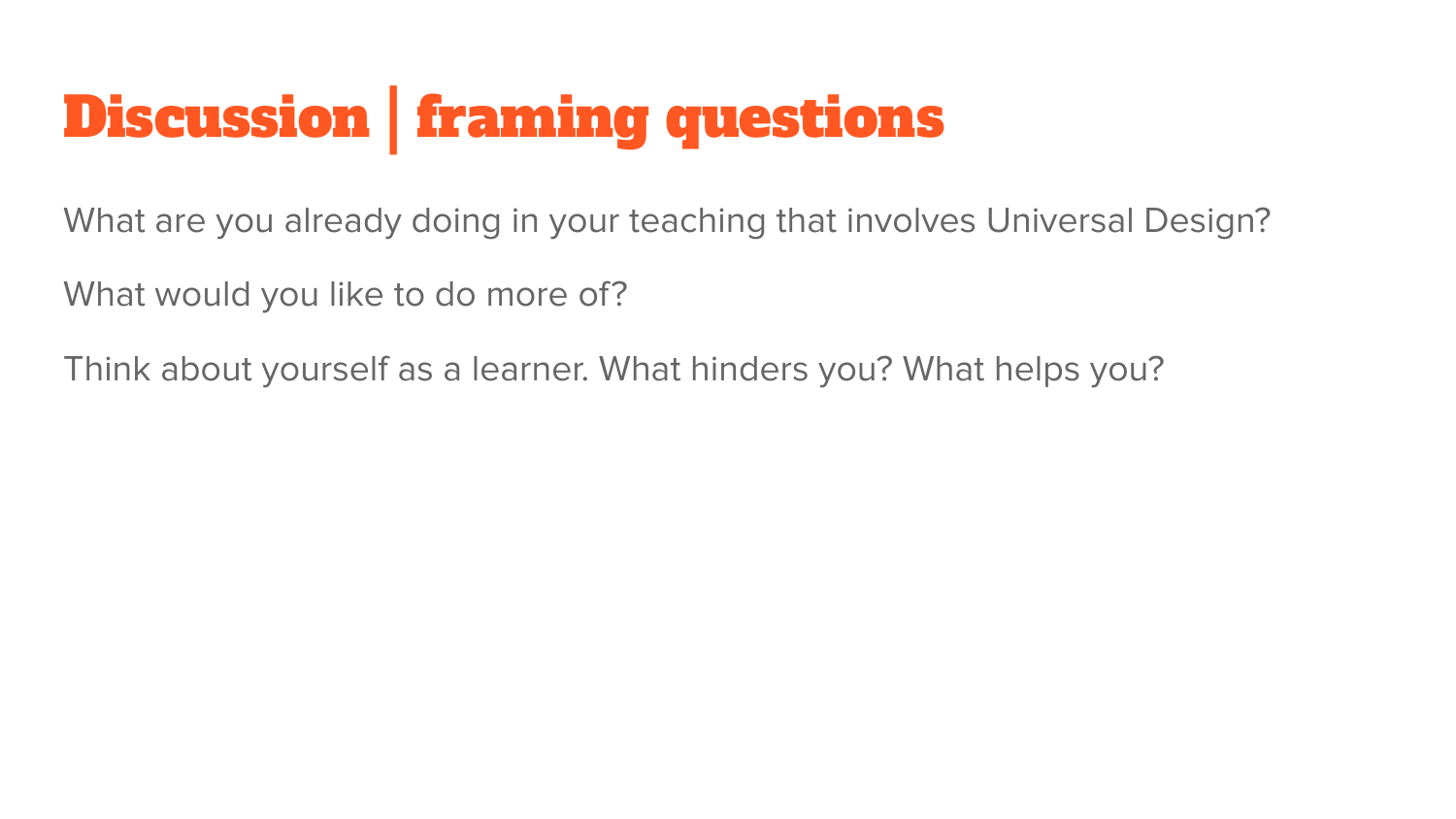# Discussion | framing questions

What are you already doing in your teaching that involves Universal Design?

What would you like to do more of?

Think about yourself as a learner. What hinders you? What helps you?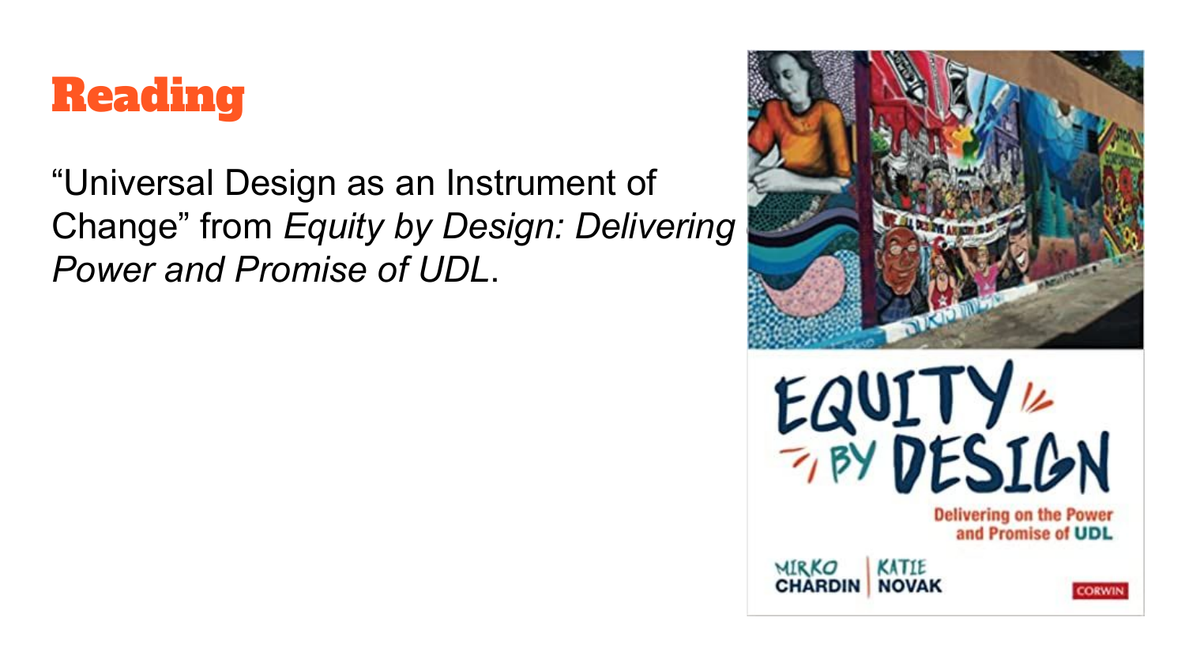# Reading

"Universal Design as an Instrument of Change" from *Equity by Design: Delivering Power and Promise of UDL*.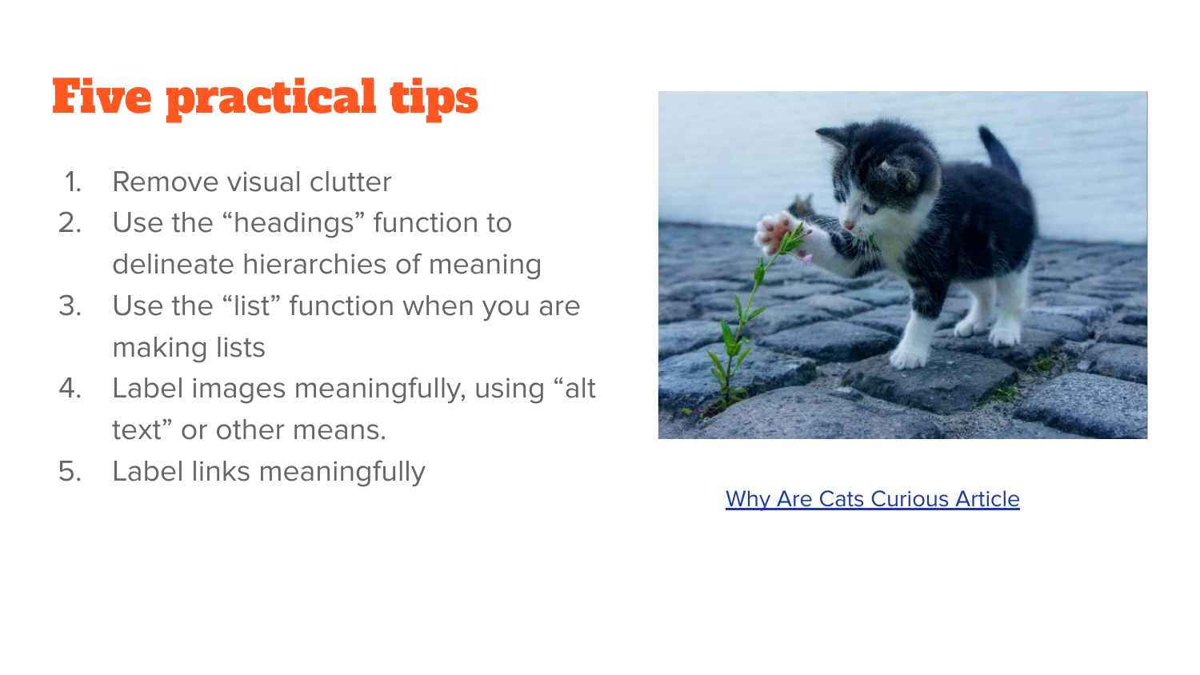# Five practical tips

1. Remove visual clutter
2. Use the “headings” function to delineate hierarchies of meaning
3. Use the “list” function when you are making lists
4. Label images meaningfully, using “alt text” or other means.
5. Label links meaningfully

Why Are Cats Curious Article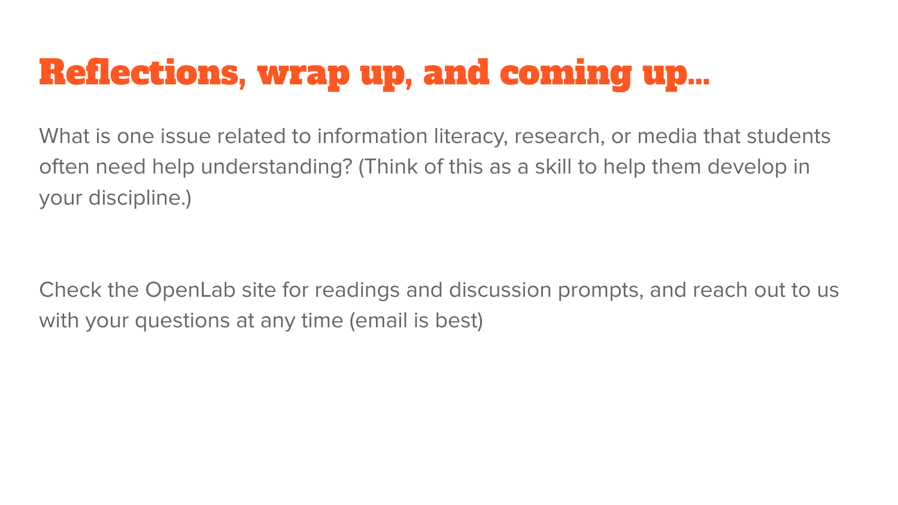# Reflections, wrap up, and coming up...

What is one issue related to information literacy, research, or media that students often need help understanding? (Think of this as a skill to help them develop in your discipline.)

Check the OpenLab site for readings and discussion prompts, and reach out to us with your questions at any time (email is best)